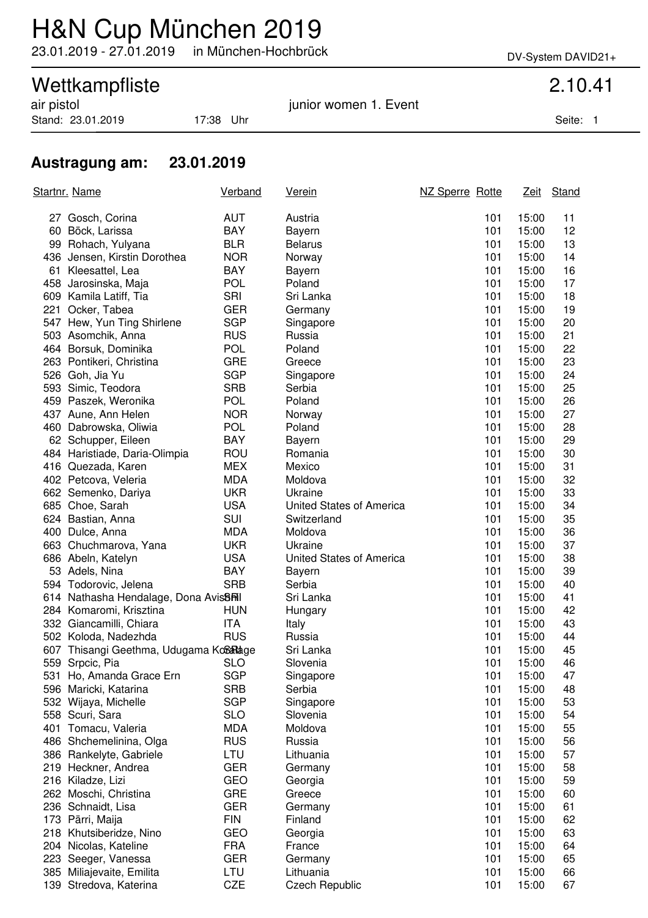# H&N Cup München 2019

23.01.2019 - 27.01.2019 in München-Hochbrück

DV-System DAVID21+

## Wettkampfliste

2.10.41

air pistol — junior women 1. Event

Stand: 23.01.2019 17:38 Uhr

### Austragung am: 23.01.2019

| Startnr. | Name | Verband | Verein | NZ Sperre | Rotte | Zeit | Stand |
|---|---|---|---|---|---|---|---|
| 27 | Gosch, Corina | AUT | Austria | | 101 | 15:00 | 11 |
| 60 | Böck, Larissa | BAY | Bayern | | 101 | 15:00 | 12 |
| 99 | Rohach, Yulyana | BLR | Belarus | | 101 | 15:00 | 13 |
| 436 | Jensen, Kirstin Dorothea | NOR | Norway | | 101 | 15:00 | 14 |
| 61 | Kleesattel, Lea | BAY | Bayern | | 101 | 15:00 | 16 |
| 458 | Jarosinska, Maja | POL | Poland | | 101 | 15:00 | 17 |
| 609 | Kamila Latiff, Tia | SRI | Sri Lanka | | 101 | 15:00 | 18 |
| 221 | Ocker, Tabea | GER | Germany | | 101 | 15:00 | 19 |
| 547 | Hew, Yun Ting Shirlene | SGP | Singapore | | 101 | 15:00 | 20 |
| 503 | Asomchik, Anna | RUS | Russia | | 101 | 15:00 | 21 |
| 464 | Borsuk, Dominika | POL | Poland | | 101 | 15:00 | 22 |
| 263 | Pontikeri, Christina | GRE | Greece | | 101 | 15:00 | 23 |
| 526 | Goh, Jia Yu | SGP | Singapore | | 101 | 15:00 | 24 |
| 593 | Simic, Teodora | SRB | Serbia | | 101 | 15:00 | 25 |
| 459 | Paszek, Weronika | POL | Poland | | 101 | 15:00 | 26 |
| 437 | Aune, Ann Helen | NOR | Norway | | 101 | 15:00 | 27 |
| 460 | Dabrowska, Oliwia | POL | Poland | | 101 | 15:00 | 28 |
| 62 | Schupper, Eileen | BAY | Bayern | | 101 | 15:00 | 29 |
| 484 | Haristiade, Daria-Olimpia | ROU | Romania | | 101 | 15:00 | 30 |
| 416 | Quezada, Karen | MEX | Mexico | | 101 | 15:00 | 31 |
| 402 | Petcova, Veleria | MDA | Moldova | | 101 | 15:00 | 32 |
| 662 | Semenko, Dariya | UKR | Ukraine | | 101 | 15:00 | 33 |
| 685 | Choe, Sarah | USA | United States of America | | 101 | 15:00 | 34 |
| 624 | Bastian, Anna | SUI | Switzerland | | 101 | 15:00 | 35 |
| 400 | Dulce, Anna | MDA | Moldova | | 101 | 15:00 | 36 |
| 663 | Chuchmarova, Yana | UKR | Ukraine | | 101 | 15:00 | 37 |
| 686 | Abeln, Katelyn | USA | United States of America | | 101 | 15:00 | 38 |
| 53 | Adels, Nina | BAY | Bayern | | 101 | 15:00 | 39 |
| 594 | Todorovic, Jelena | SRB | Serbia | | 101 | 15:00 | 40 |
| 614 | Nathasha Hendalage, Dona Avis | SRI | Sri Lanka | | 101 | 15:00 | 41 |
| 284 | Komaromi, Krisztina | HUN | Hungary | | 101 | 15:00 | 42 |
| 332 | Giancamilli, Chiara | ITA | Italy | | 101 | 15:00 | 43 |
| 502 | Koloda, Nadezhda | RUS | Russia | | 101 | 15:00 | 44 |
| 607 | Thisangi Geethma, Udugama Kosgage | SRI | Sri Lanka | | 101 | 15:00 | 45 |
| 559 | Srpcic, Pia | SLO | Slovenia | | 101 | 15:00 | 46 |
| 531 | Ho, Amanda Grace Ern | SGP | Singapore | | 101 | 15:00 | 47 |
| 596 | Maricki, Katarina | SRB | Serbia | | 101 | 15:00 | 48 |
| 532 | Wijaya, Michelle | SGP | Singapore | | 101 | 15:00 | 53 |
| 558 | Scuri, Sara | SLO | Slovenia | | 101 | 15:00 | 54 |
| 401 | Tomacu, Valeria | MDA | Moldova | | 101 | 15:00 | 55 |
| 486 | Shchemelinina, Olga | RUS | Russia | | 101 | 15:00 | 56 |
| 386 | Rankelyte, Gabriele | LTU | Lithuania | | 101 | 15:00 | 57 |
| 219 | Heckner, Andrea | GER | Germany | | 101 | 15:00 | 58 |
| 216 | Kiladze, Lizi | GEO | Georgia | | 101 | 15:00 | 59 |
| 262 | Moschi, Christina | GRE | Greece | | 101 | 15:00 | 60 |
| 236 | Schnaidt, Lisa | GER | Germany | | 101 | 15:00 | 61 |
| 173 | Pärri, Maija | FIN | Finland | | 101 | 15:00 | 62 |
| 218 | Khutsiberidze, Nino | GEO | Georgia | | 101 | 15:00 | 63 |
| 204 | Nicolas, Kateline | FRA | France | | 101 | 15:00 | 64 |
| 223 | Seeger, Vanessa | GER | Germany | | 101 | 15:00 | 65 |
| 385 | Miliajevaite, Emilita | LTU | Lithuania | | 101 | 15:00 | 66 |
| 139 | Stredova, Katerina | CZE | Czech Republic | | 101 | 15:00 | 67 |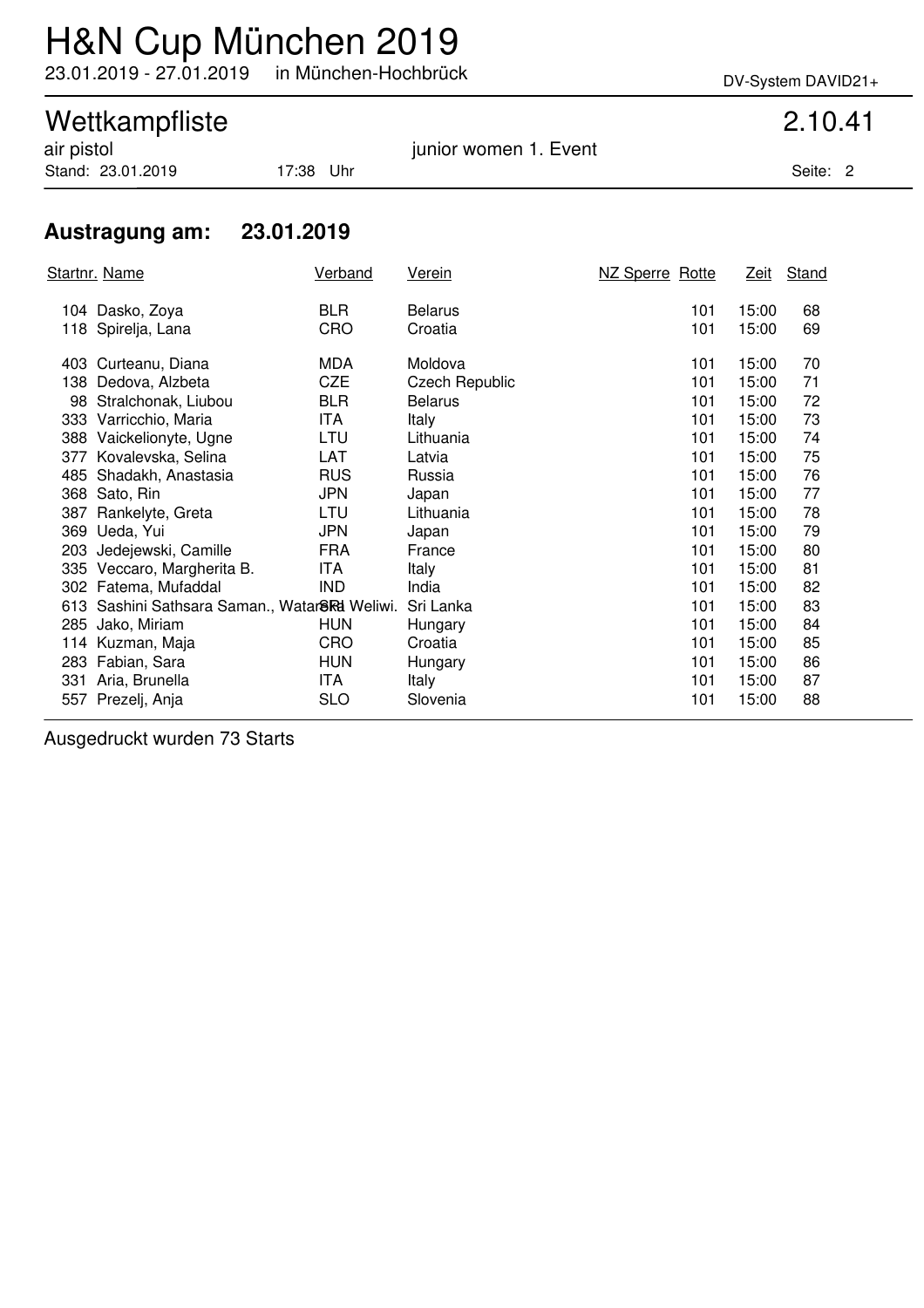# H&N Cup München 2019

23.01.2019 - 27.01.2019 in München-Hochbrück

DV-System DAVID21+

## Wettkampfliste

2.10.41

air pistol junior women 1. Event

Stand: 23.01.2019 17:38 Uhr

### Austragung am: 23.01.2019

| Startnr. | Name | Verband | Verein | NZ Sperre | Rotte | Zeit | Stand |
|---|---|---|---|---|---|---|---|
| 104 | Dasko, Zoya | BLR | Belarus | | 101 | 15:00 | 68 |
| 118 | Spirelja, Lana | CRO | Croatia | | 101 | 15:00 | 69 |
| 403 | Curteanu, Diana | MDA | Moldova | | 101 | 15:00 | 70 |
| 138 | Dedova, Alzbeta | CZE | Czech Republic | | 101 | 15:00 | 71 |
| 98 | Stralchonak, Liubou | BLR | Belarus | | 101 | 15:00 | 72 |
| 333 | Varricchio, Maria | ITA | Italy | | 101 | 15:00 | 73 |
| 388 | Vaickelionyte, Ugne | LTU | Lithuania | | 101 | 15:00 | 74 |
| 377 | Kovalevska, Selina | LAT | Latvia | | 101 | 15:00 | 75 |
| 485 | Shadakh, Anastasia | RUS | Russia | | 101 | 15:00 | 76 |
| 368 | Sato, Rin | JPN | Japan | | 101 | 15:00 | 77 |
| 387 | Rankelyte, Greta | LTU | Lithuania | | 101 | 15:00 | 78 |
| 369 | Ueda, Yui | JPN | Japan | | 101 | 15:00 | 79 |
| 203 | Jedejewski, Camille | FRA | France | | 101 | 15:00 | 80 |
| 335 | Veccaro, Margherita B. | ITA | Italy | | 101 | 15:00 | 81 |
| 302 | Fatema, Mufaddal | IND | India | | 101 | 15:00 | 82 |
| 613 | Sashini Sathsara Saman., Watar Weliwi. | SRI | Sri Lanka | | 101 | 15:00 | 83 |
| 285 | Jako, Miriam | HUN | Hungary | | 101 | 15:00 | 84 |
| 114 | Kuzman, Maja | CRO | Croatia | | 101 | 15:00 | 85 |
| 283 | Fabian, Sara | HUN | Hungary | | 101 | 15:00 | 86 |
| 331 | Aria, Brunella | ITA | Italy | | 101 | 15:00 | 87 |
| 557 | Prezelj, Anja | SLO | Slovenia | | 101 | 15:00 | 88 |

Ausgedruckt wurden 73 Starts